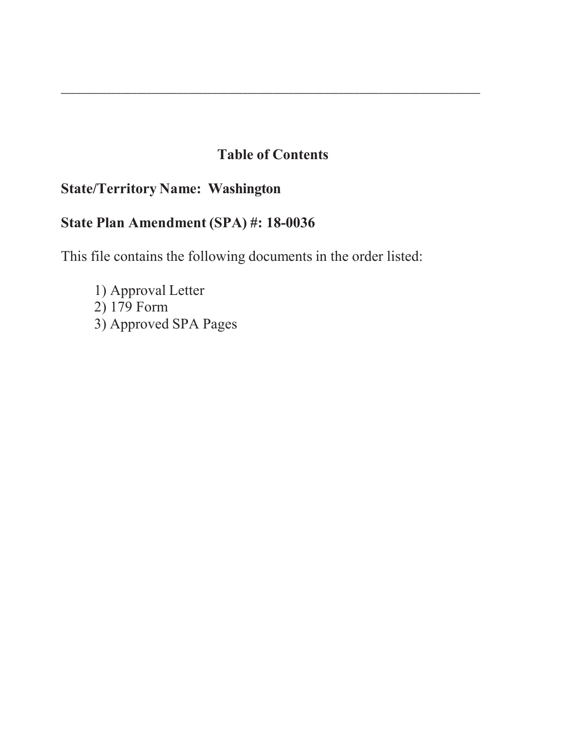---

# Table of Contents

**State/Territory Name: Washington**

**State Plan Amendment (SPA) #: 18-0036**

This file contains the following documents in the order listed:

1) Approval Letter
2) 179 Form
3) Approved SPA Pages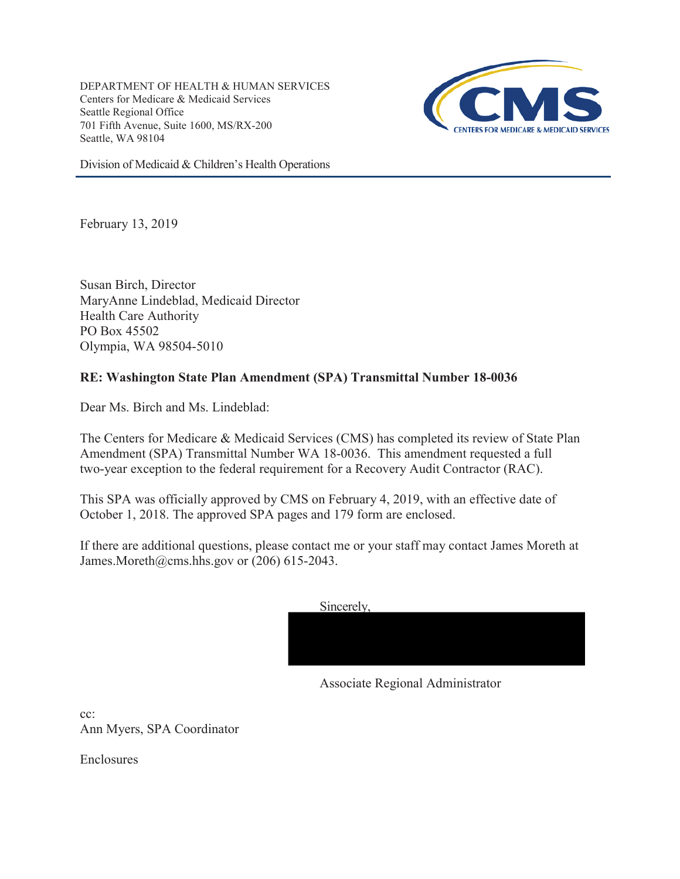DEPARTMENT OF HEALTH & HUMAN SERVICES
Centers for Medicare & Medicaid Services
Seattle Regional Office
701 Fifth Avenue, Suite 1600, MS/RX-200
Seattle, WA 98104

Division of Medicaid & Children's Health Operations

February 13, 2019

Susan Birch, Director
MaryAnne Lindeblad, Medicaid Director
Health Care Authority
PO Box 45502
Olympia, WA 98504-5010

**RE: Washington State Plan Amendment (SPA) Transmittal Number 18-0036**

Dear Ms. Birch and Ms. Lindeblad:

The Centers for Medicare & Medicaid Services (CMS) has completed its review of State Plan Amendment (SPA) Transmittal Number WA 18-0036. This amendment requested a full two-year exception to the federal requirement for a Recovery Audit Contractor (RAC).

This SPA was officially approved by CMS on February 4, 2019, with an effective date of October 1, 2018. The approved SPA pages and 179 form are enclosed.

If there are additional questions, please contact me or your staff may contact James Moreth at James.Moreth@cms.hhs.gov or (206) 615-2043.

Sincerely,

Associate Regional Administrator

cc:
Ann Myers, SPA Coordinator

Enclosures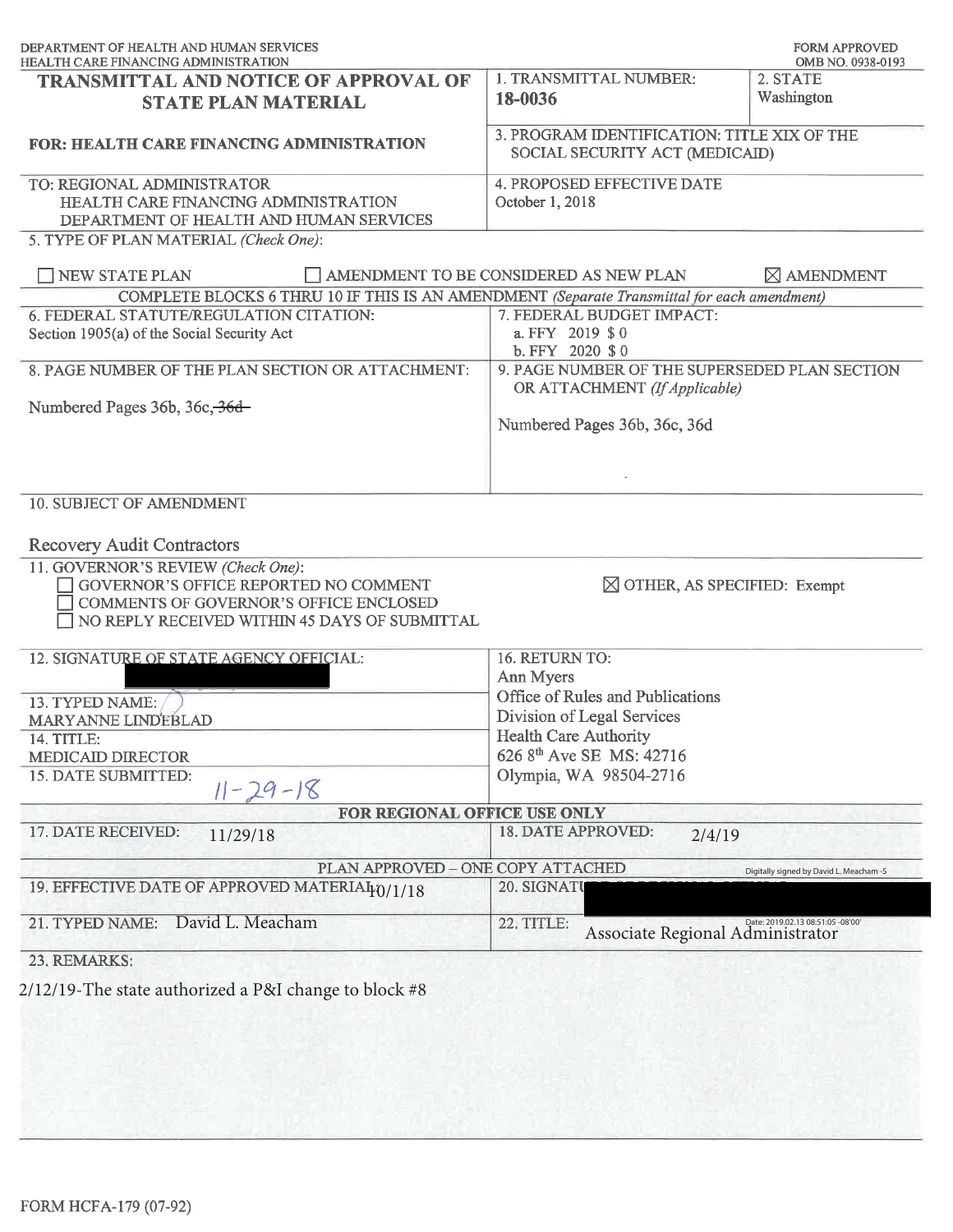DEPARTMENT OF HEALTH AND HUMAN SERVICES
HEALTH CARE FINANCING ADMINISTRATION

FORM APPROVED
OMB NO. 0938-0193

| **TRANSMITTAL AND NOTICE OF APPROVAL OF STATE PLAN MATERIAL** | 1. TRANSMITTAL NUMBER: **18-0036** | 2. STATE Washington |
|---|---|---|
| **FOR: HEALTH CARE FINANCING ADMINISTRATION** | 3. PROGRAM IDENTIFICATION: TITLE XIX OF THE SOCIAL SECURITY ACT (MEDICAID) | |
| TO: REGIONAL ADMINISTRATOR<br>HEALTH CARE FINANCING ADMINISTRATION<br>DEPARTMENT OF HEALTH AND HUMAN SERVICES | 4. PROPOSED EFFECTIVE DATE<br>October 1, 2018 | |

5. TYPE OF PLAN MATERIAL *(Check One)*:

☐ NEW STATE PLAN ☐ AMENDMENT TO BE CONSIDERED AS NEW PLAN ☒ AMENDMENT

COMPLETE BLOCKS 6 THRU 10 IF THIS IS AN AMENDMENT *(Separate Transmittal for each amendment)*

| 6. FEDERAL STATUTE/REGULATION CITATION:<br>Section 1905(a) of the Social Security Act | 7. FEDERAL BUDGET IMPACT:<br>a. FFY 2019 $0<br>b. FFY 2020 $0 |
|---|---|
| 8. PAGE NUMBER OF THE PLAN SECTION OR ATTACHMENT:<br>Numbered Pages 36b, 36c, ~~36d~~ | 9. PAGE NUMBER OF THE SUPERSEDED PLAN SECTION OR ATTACHMENT *(If Applicable)*<br>Numbered Pages 36b, 36c, 36d |

10. SUBJECT OF AMENDMENT

Recovery Audit Contractors

11. GOVERNOR'S REVIEW *(Check One)*:

☐ GOVERNOR'S OFFICE REPORTED NO COMMENT
☐ COMMENTS OF GOVERNOR'S OFFICE ENCLOSED
☐ NO REPLY RECEIVED WITHIN 45 DAYS OF SUBMITTAL
☒ OTHER, AS SPECIFIED: Exempt

| 12. SIGNATURE OF STATE AGENCY OFFICIAL: [redacted] | 16. RETURN TO:<br>Ann Myers<br>Office of Rules and Publications<br>Division of Legal Services<br>Health Care Authority<br>626 8th Ave SE MS: 42716<br>Olympia, WA 98504-2716 |
|---|---|
| 13. TYPED NAME:<br>MARYANNE LINDEBLAD | |
| 14. TITLE:<br>MEDICAID DIRECTOR | |
| 15. DATE SUBMITTED: 11-29-18 | |

**FOR REGIONAL OFFICE USE ONLY**

| 17. DATE RECEIVED: 11/29/18 | 18. DATE APPROVED: 2/4/19 |
|---|---|

PLAN APPROVED – ONE COPY ATTACHED

| 19. EFFECTIVE DATE OF APPROVED MATERIAL: 10/1/18 | 20. SIGNATURE OF REGIONAL OFFICIAL: [redacted] Digitally signed by David L. Meacham -S |
|---|---|
| 21. TYPED NAME: David L. Meacham | 22. TITLE: Associate Regional Administrator (Date: 2019.02.13 08:51:05 -08'00') |

23. REMARKS:

2/12/19-The state authorized a P&I change to block #8

FORM HCFA-179 (07-92)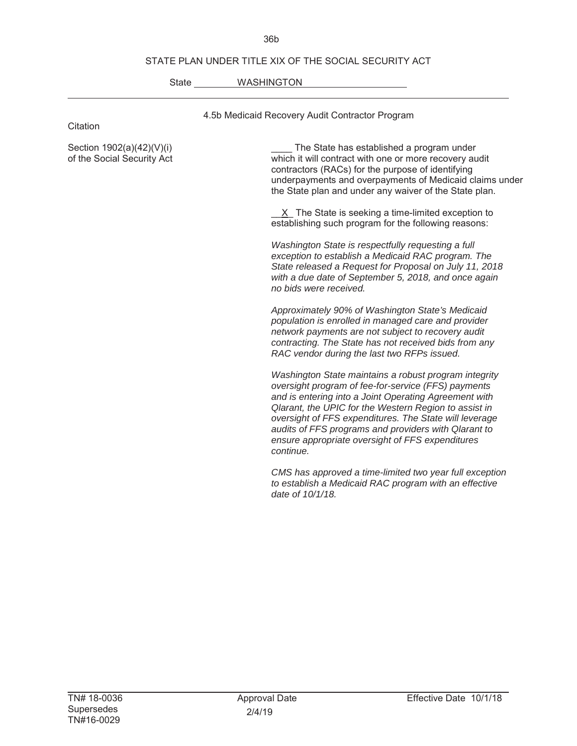STATE PLAN UNDER TITLE XIX OF THE SOCIAL SECURITY ACT

State WASHINGTON

4.5b Medicaid Recovery Audit Contractor Program

| Citation | |
|---|---|
| Section 1902(a)(42)(V)(i) of the Social Security Act | ____ The State has established a program under which it will contract with one or more recovery audit contractors (RACs) for the purpose of identifying underpayments and overpayments of Medicaid claims under the State plan and under any waiver of the State plan. |

__X__ The State is seeking a time-limited exception to establishing such program for the following reasons:

*Washington State is respectfully requesting a full exception to establish a Medicaid RAC program. The State released a Request for Proposal on July 11, 2018 with a due date of September 5, 2018, and once again no bids were received.*

*Approximately 90% of Washington State's Medicaid population is enrolled in managed care and provider network payments are not subject to recovery audit contracting. The State has not received bids from any RAC vendor during the last two RFPs issued.*

*Washington State maintains a robust program integrity oversight program of fee-for-service (FFS) payments and is entering into a Joint Operating Agreement with Qlarant, the UPIC for the Western Region to assist in oversight of FFS expenditures. The State will leverage audits of FFS programs and providers with Qlarant to ensure appropriate oversight of FFS expenditures continue.*

*CMS has approved a time-limited two year full exception to establish a Medicaid RAC program with an effective date of 10/1/18.*

| TN# 18-0036 Supersedes TN#16-0029 | Approval Date 2/4/19 | Effective Date 10/1/18 |
|---|---|---|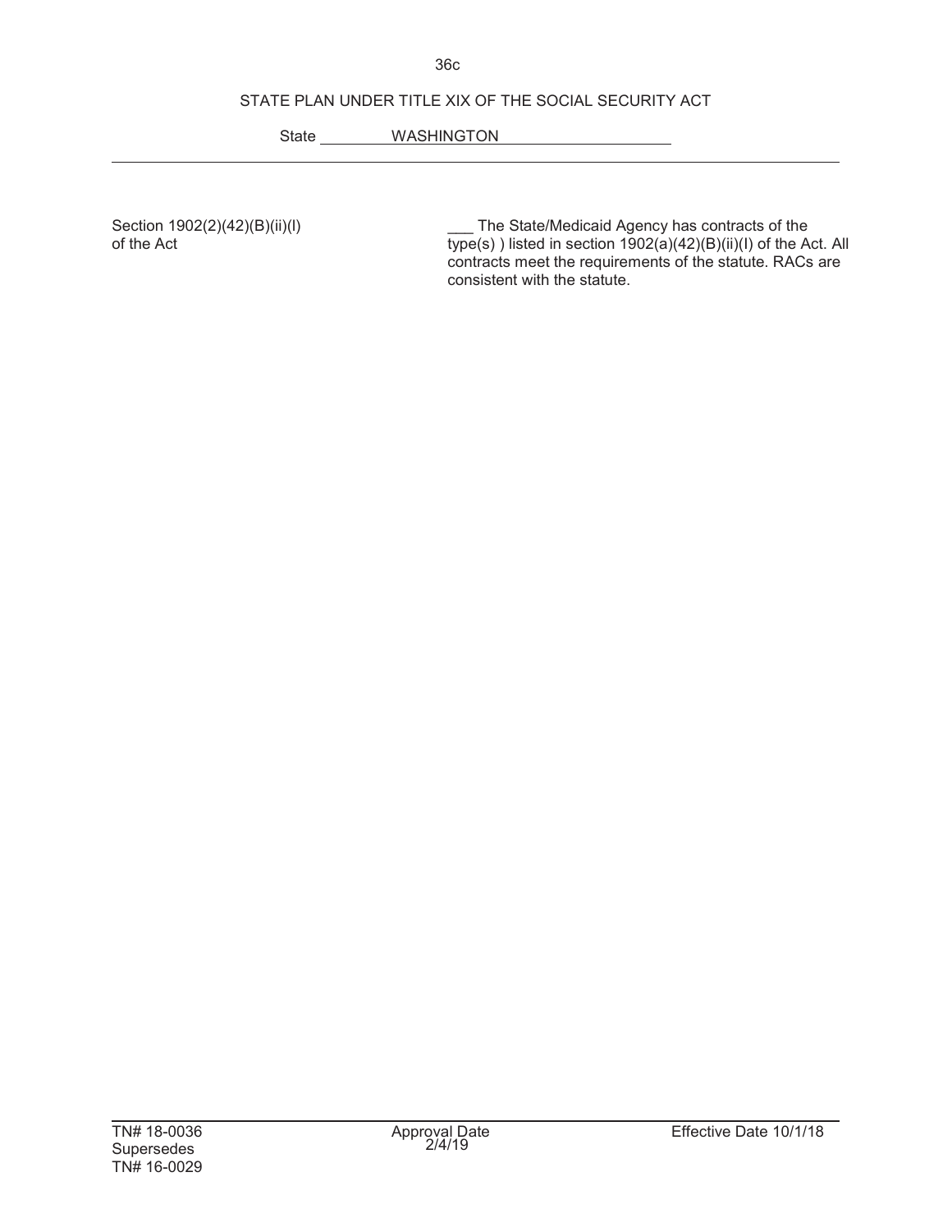STATE PLAN UNDER TITLE XIX OF THE SOCIAL SECURITY ACT

State WASHINGTON

| | |
|---|---|
| Section 1902(2)(42)(B)(ii)(I) of the Act | ___ The State/Medicaid Agency has contracts of the type(s) ) listed in section 1902(a)(42)(B)(ii)(I) of the Act. All contracts meet the requirements of the statute. RACs are consistent with the statute. |

TN# 18-0036
Supersedes
TN# 16-0029

Approval Date 2/4/19

Effective Date 10/1/18